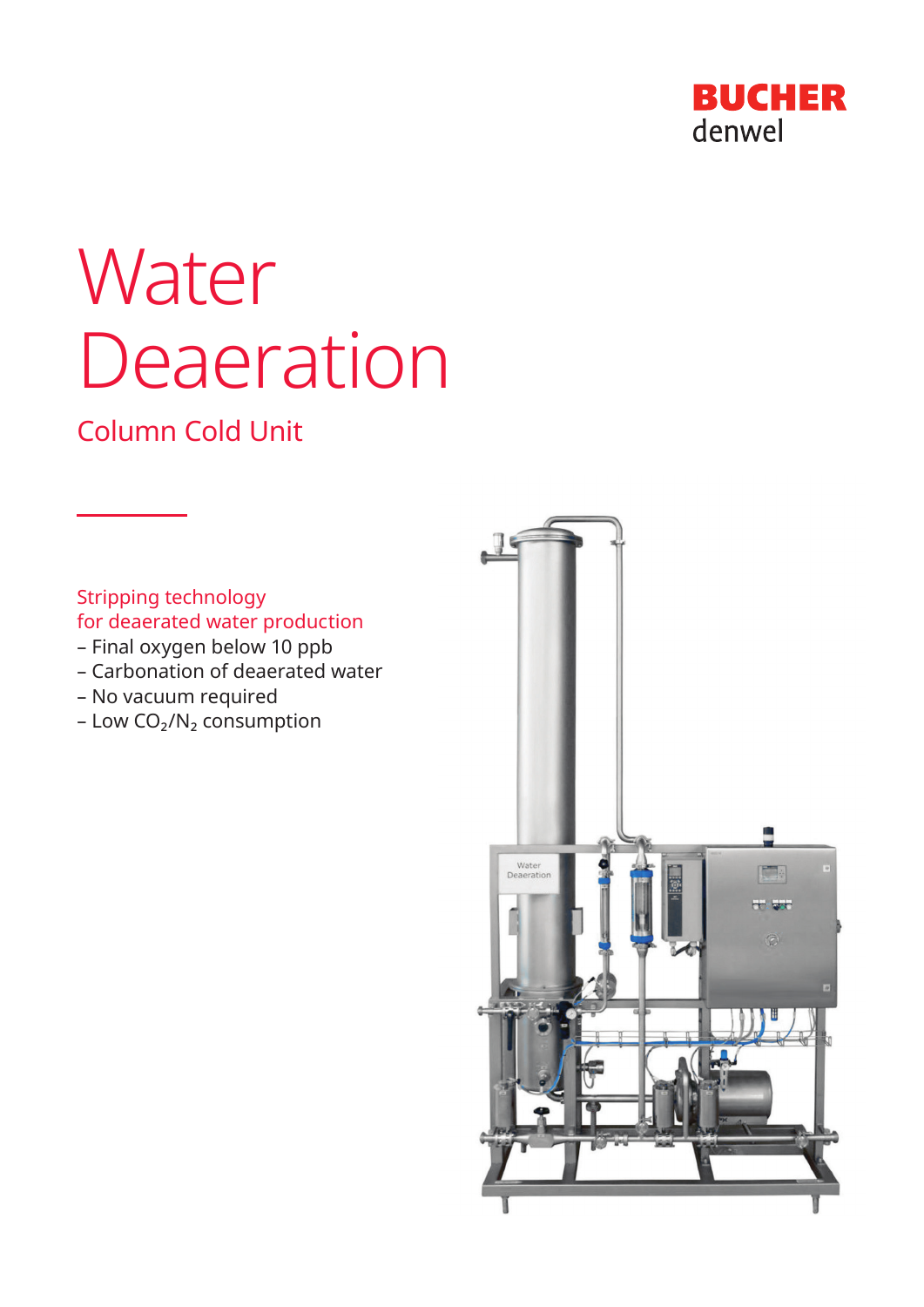BUCHER
denwel

# Water Deaeration

## Column Cold Unit

**Stripping technology for deaerated water production**

– Final oxygen below 10 ppb
– Carbonation of deaerated water
– No vacuum required
– Low $CO_2$/$N_2$ consumption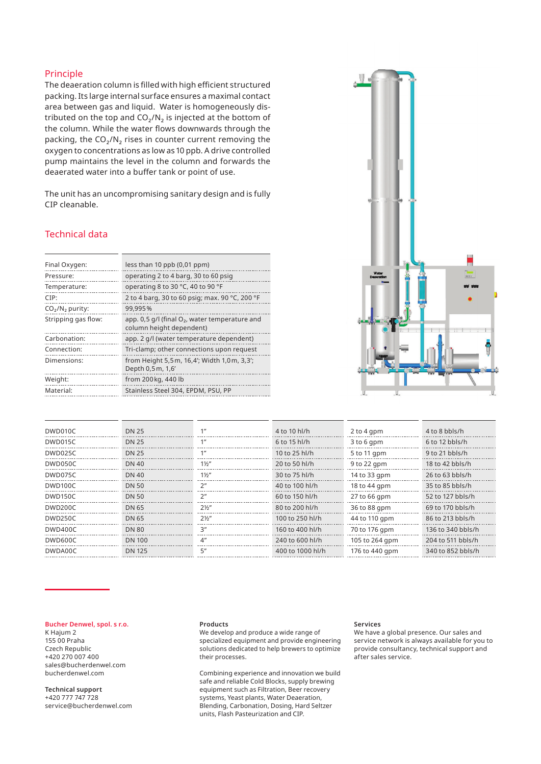## Principle

The deaeration column is filled with high efficient structured packing. Its large internal surface ensures a maximal contact area between gas and liquid. Water is homogeneously distributed on the top and $CO_2/N_2$ is injected at the bottom of the column. While the water flows downwards through the packing, the $CO_2/N_2$ rises in counter current removing the oxygen to concentrations as low as 10 ppb. A drive controlled pump maintains the level in the column and forwards the deaerated water into a buffer tank or point of use.

The unit has an uncompromising sanitary design and is fully CIP cleanable.

## Technical data

| | |
|---|---|
| Final Oxygen: | less than 10 ppb (0,01 ppm) |
| Pressure: | operating 2 to 4 barg, 30 to 60 psig |
| Temperature: | operating 8 to 30 °C, 40 to 90 °F |
| CIP: | 2 to 4 barg, 30 to 60 psig; max. 90 °C, 200 °F |
| $CO_2/N_2$ purity: | 99,995 % |
| Stripping gas flow: | app. 0,5 g/l (final $O_2$, water temperature and column height dependent) |
| Carbonation: | app. 2 g/l (water temperature dependent) |
| Connection: | Tri-clamp; other connections upon request |
| Dimensions: | from Height 5,5 m, 16,4'; Width 1,0 m, 3,3'; Depth 0,5 m, 1,6' |
| Weight: | from 200 kg, 440 lb |
| Material: | Stainless Steel 304, EPDM, PSU, PP |

| | | | | | |
|---|---|---|---|---|---|
| DWD010C | DN 25 | 1" | 4 to 10 hl/h | 2 to 4 gpm | 4 to 8 bbls/h |
| DWD015C | DN 25 | 1" | 6 to 15 hl/h | 3 to 6 gpm | 6 to 12 bbls/h |
| DWD025C | DN 25 | 1" | 10 to 25 hl/h | 5 to 11 gpm | 9 to 21 bbls/h |
| DWD050C | DN 40 | 1½" | 20 to 50 hl/h | 9 to 22 gpm | 18 to 42 bbls/h |
| DWD075C | DN 40 | 1½" | 30 to 75 hl/h | 14 to 33 gpm | 26 to 63 bbls/h |
| DWD100C | DN 50 | 2" | 40 to 100 hl/h | 18 to 44 gpm | 35 to 85 bbls/h |
| DWD150C | DN 50 | 2" | 60 to 150 hl/h | 27 to 66 gpm | 52 to 127 bbls/h |
| DWD200C | DN 65 | 2½" | 80 to 200 hl/h | 36 to 88 gpm | 69 to 170 bbls/h |
| DWD250C | DN 65 | 2½" | 100 to 250 hl/h | 44 to 110 gpm | 86 to 213 bbls/h |
| DWD400C | DN 80 | 3" | 160 to 400 hl/h | 70 to 176 gpm | 136 to 340 bbls/h |
| DWD600C | DN 100 | 4" | 240 to 600 hl/h | 105 to 264 gpm | 204 to 511 bbls/h |
| DWDA00C | DN 125 | 5" | 400 to 1000 hl/h | 176 to 440 gpm | 340 to 852 bbls/h |

**Bucher Denwel, spol. s r.o.**
K Hajum 2
155 00 Praha
Czech Republic
+420 270 007 400
sales@bucherdenwel.com
bucherdenwel.com

**Technical support**
+420 777 747 728
service@bucherdenwel.com

**Products**
We develop and produce a wide range of specialized equipment and provide engineering solutions dedicated to help brewers to optimize their processes.

Combining experience and innovation we build safe and reliable Cold Blocks, supply brewing equipment such as Filtration, Beer recovery systems, Yeast plants, Water Deaeration, Blending, Carbonation, Dosing, Hard Seltzer units, Flash Pasteurization and CIP.

**Services**
We have a global presence. Our sales and service network is always available for you to provide consultancy, technical support and after sales service.